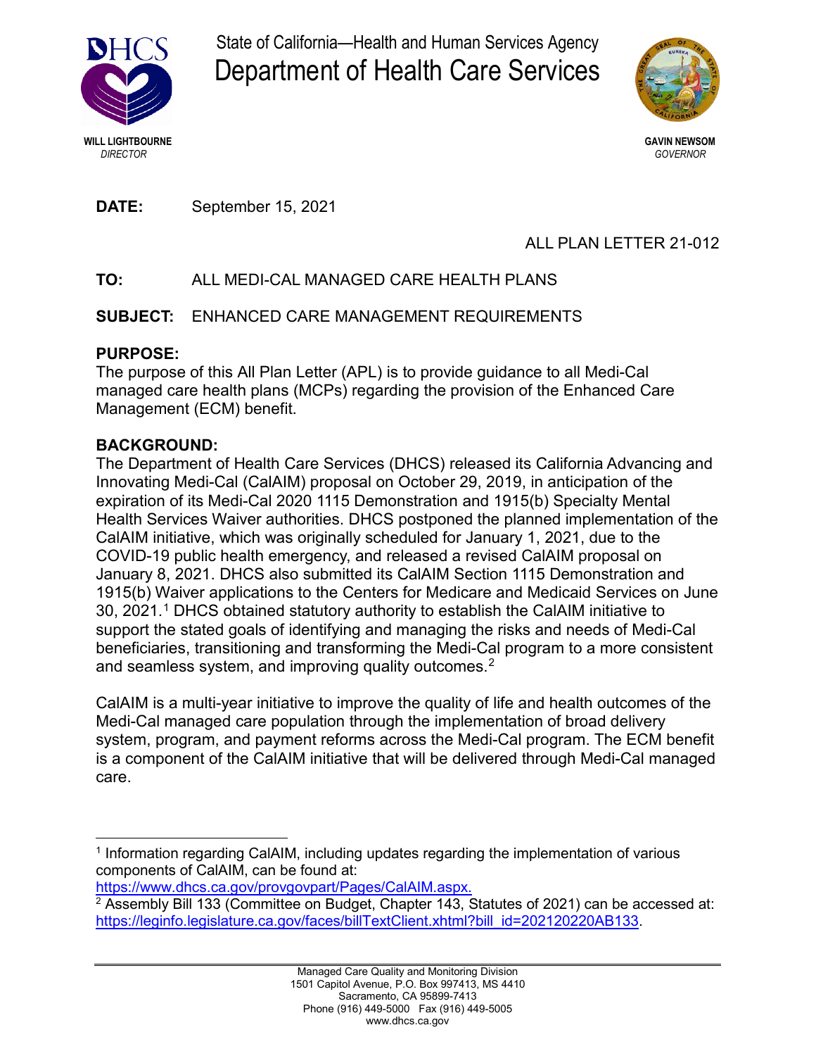State of California—Health and Human Services Agency

# Department of Health Care Services

**WILL LIGHTBOURNE**
*DIRECTOR*

**GAVIN NEWSOM**
*GOVERNOR*

**DATE:** September 15, 2021

ALL PLAN LETTER 21-012

**TO:** ALL MEDI-CAL MANAGED CARE HEALTH PLANS

**SUBJECT:** ENHANCED CARE MANAGEMENT REQUIREMENTS

## PURPOSE:

The purpose of this All Plan Letter (APL) is to provide guidance to all Medi-Cal managed care health plans (MCPs) regarding the provision of the Enhanced Care Management (ECM) benefit.

## BACKGROUND:

The Department of Health Care Services (DHCS) released its California Advancing and Innovating Medi-Cal (CalAIM) proposal on October 29, 2019, in anticipation of the expiration of its Medi-Cal 2020 1115 Demonstration and 1915(b) Specialty Mental Health Services Waiver authorities. DHCS postponed the planned implementation of the CalAIM initiative, which was originally scheduled for January 1, 2021, due to the COVID-19 public health emergency, and released a revised CalAIM proposal on January 8, 2021. DHCS also submitted its CalAIM Section 1115 Demonstration and 1915(b) Waiver applications to the Centers for Medicare and Medicaid Services on June 30, 2021.[1] DHCS obtained statutory authority to establish the CalAIM initiative to support the stated goals of identifying and managing the risks and needs of Medi-Cal beneficiaries, transitioning and transforming the Medi-Cal program to a more consistent and seamless system, and improving quality outcomes.[2]

CalAIM is a multi-year initiative to improve the quality of life and health outcomes of the Medi-Cal managed care population through the implementation of broad delivery system, program, and payment reforms across the Medi-Cal program. The ECM benefit is a component of the CalAIM initiative that will be delivered through Medi-Cal managed care.

---

[1] Information regarding CalAIM, including updates regarding the implementation of various components of CalAIM, can be found at: https://www.dhcs.ca.gov/provgovpart/Pages/CalAIM.aspx.

[2] Assembly Bill 133 (Committee on Budget, Chapter 143, Statutes of 2021) can be accessed at: https://leginfo.legislature.ca.gov/faces/billTextClient.xhtml?bill_id=202120220AB133.

Managed Care Quality and Monitoring Division
1501 Capitol Avenue, P.O. Box 997413, MS 4410
Sacramento, CA 95899-7413
Phone (916) 449-5000 Fax (916) 449-5005
www.dhcs.ca.gov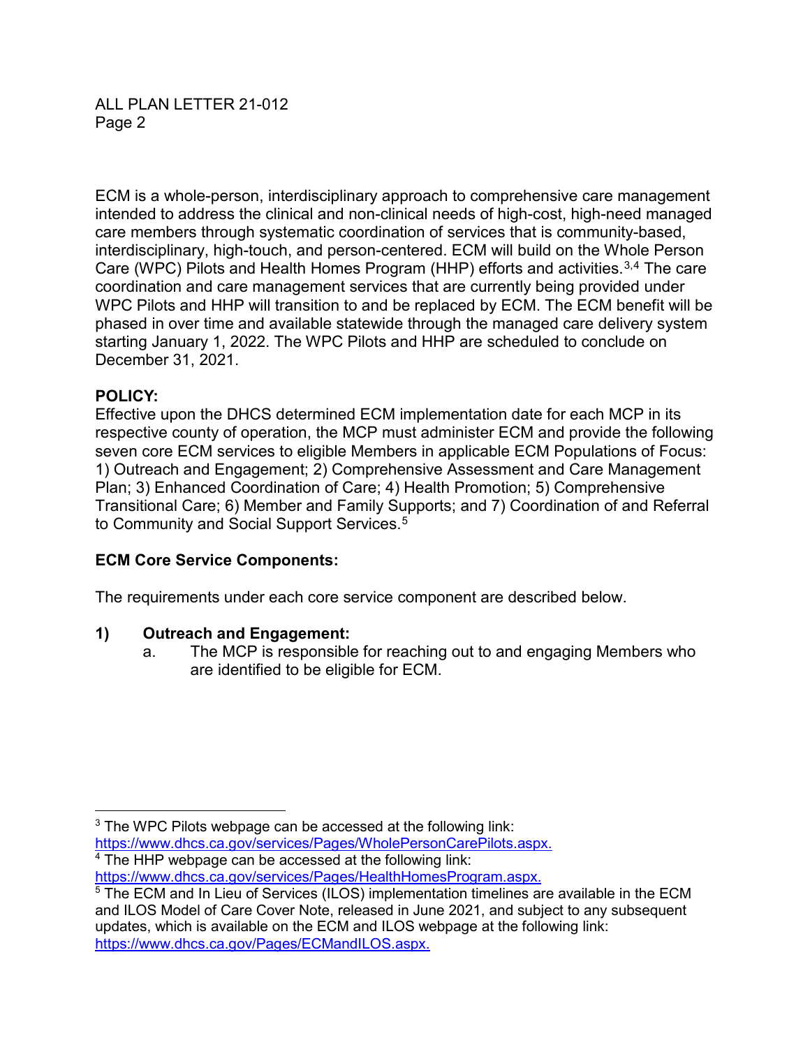ECM is a whole-person, interdisciplinary approach to comprehensive care management intended to address the clinical and non-clinical needs of high-cost, high-need managed care members through systematic coordination of services that is community-based, interdisciplinary, high-touch, and person-centered. ECM will build on the Whole Person Care (WPC) Pilots and Health Homes Program (HHP) efforts and activities.[3,4] The care coordination and care management services that are currently being provided under WPC Pilots and HHP will transition to and be replaced by ECM. The ECM benefit will be phased in over time and available statewide through the managed care delivery system starting January 1, 2022. The WPC Pilots and HHP are scheduled to conclude on December 31, 2021.

**POLICY:**
Effective upon the DHCS determined ECM implementation date for each MCP in its respective county of operation, the MCP must administer ECM and provide the following seven core ECM services to eligible Members in applicable ECM Populations of Focus: 1) Outreach and Engagement; 2) Comprehensive Assessment and Care Management Plan; 3) Enhanced Coordination of Care; 4) Health Promotion; 5) Comprehensive Transitional Care; 6) Member and Family Supports; and 7) Coordination of and Referral to Community and Social Support Services.[5]

**ECM Core Service Components:**

The requirements under each core service component are described below.

**1) Outreach and Engagement:**

a. The MCP is responsible for reaching out to and engaging Members who are identified to be eligible for ECM.

---

[3] The WPC Pilots webpage can be accessed at the following link: https://www.dhcs.ca.gov/services/Pages/WholePersonCarePilots.aspx.

[4] The HHP webpage can be accessed at the following link: https://www.dhcs.ca.gov/services/Pages/HealthHomesProgram.aspx.

[5] The ECM and In Lieu of Services (ILOS) implementation timelines are available in the ECM and ILOS Model of Care Cover Note, released in June 2021, and subject to any subsequent updates, which is available on the ECM and ILOS webpage at the following link: https://www.dhcs.ca.gov/Pages/ECMandILOS.aspx.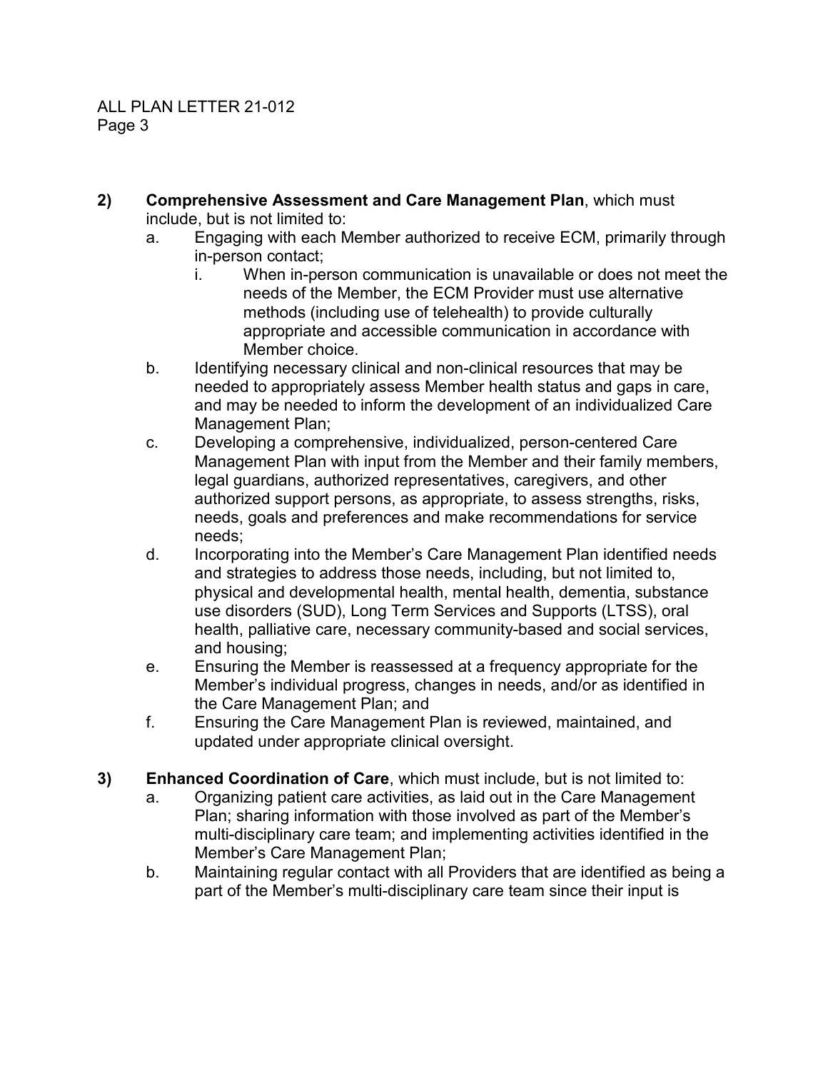2) **Comprehensive Assessment and Care Management Plan**, which must include, but is not limited to:

   a. Engaging with each Member authorized to receive ECM, primarily through in-person contact;

      i. When in-person communication is unavailable or does not meet the needs of the Member, the ECM Provider must use alternative methods (including use of telehealth) to provide culturally appropriate and accessible communication in accordance with Member choice.

   b. Identifying necessary clinical and non-clinical resources that may be needed to appropriately assess Member health status and gaps in care, and may be needed to inform the development of an individualized Care Management Plan;

   c. Developing a comprehensive, individualized, person-centered Care Management Plan with input from the Member and their family members, legal guardians, authorized representatives, caregivers, and other authorized support persons, as appropriate, to assess strengths, risks, needs, goals and preferences and make recommendations for service needs;

   d. Incorporating into the Member's Care Management Plan identified needs and strategies to address those needs, including, but not limited to, physical and developmental health, mental health, dementia, substance use disorders (SUD), Long Term Services and Supports (LTSS), oral health, palliative care, necessary community-based and social services, and housing;

   e. Ensuring the Member is reassessed at a frequency appropriate for the Member's individual progress, changes in needs, and/or as identified in the Care Management Plan; and

   f. Ensuring the Care Management Plan is reviewed, maintained, and updated under appropriate clinical oversight.

3) **Enhanced Coordination of Care**, which must include, but is not limited to:

   a. Organizing patient care activities, as laid out in the Care Management Plan; sharing information with those involved as part of the Member's multi-disciplinary care team; and implementing activities identified in the Member's Care Management Plan;

   b. Maintaining regular contact with all Providers that are identified as being a part of the Member's multi-disciplinary care team since their input is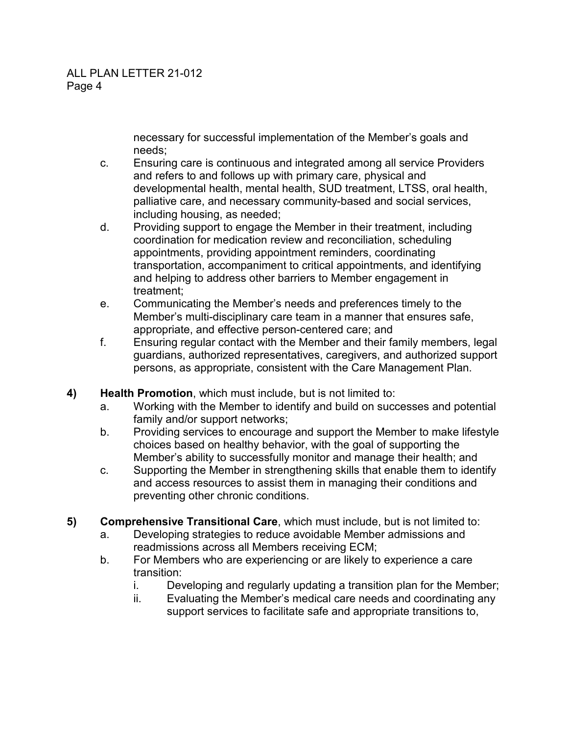necessary for successful implementation of the Member's goals and needs;

c. Ensuring care is continuous and integrated among all service Providers and refers to and follows up with primary care, physical and developmental health, mental health, SUD treatment, LTSS, oral health, palliative care, and necessary community-based and social services, including housing, as needed;

d. Providing support to engage the Member in their treatment, including coordination for medication review and reconciliation, scheduling appointments, providing appointment reminders, coordinating transportation, accompaniment to critical appointments, and identifying and helping to address other barriers to Member engagement in treatment;

e. Communicating the Member's needs and preferences timely to the Member's multi-disciplinary care team in a manner that ensures safe, appropriate, and effective person-centered care; and

f. Ensuring regular contact with the Member and their family members, legal guardians, authorized representatives, caregivers, and authorized support persons, as appropriate, consistent with the Care Management Plan.

**4) Health Promotion**, which must include, but is not limited to:

a. Working with the Member to identify and build on successes and potential family and/or support networks;

b. Providing services to encourage and support the Member to make lifestyle choices based on healthy behavior, with the goal of supporting the Member's ability to successfully monitor and manage their health; and

c. Supporting the Member in strengthening skills that enable them to identify and access resources to assist them in managing their conditions and preventing other chronic conditions.

**5) Comprehensive Transitional Care**, which must include, but is not limited to:

a. Developing strategies to reduce avoidable Member admissions and readmissions across all Members receiving ECM;

b. For Members who are experiencing or are likely to experience a care transition:

   i. Developing and regularly updating a transition plan for the Member;

   ii. Evaluating the Member's medical care needs and coordinating any support services to facilitate safe and appropriate transitions to,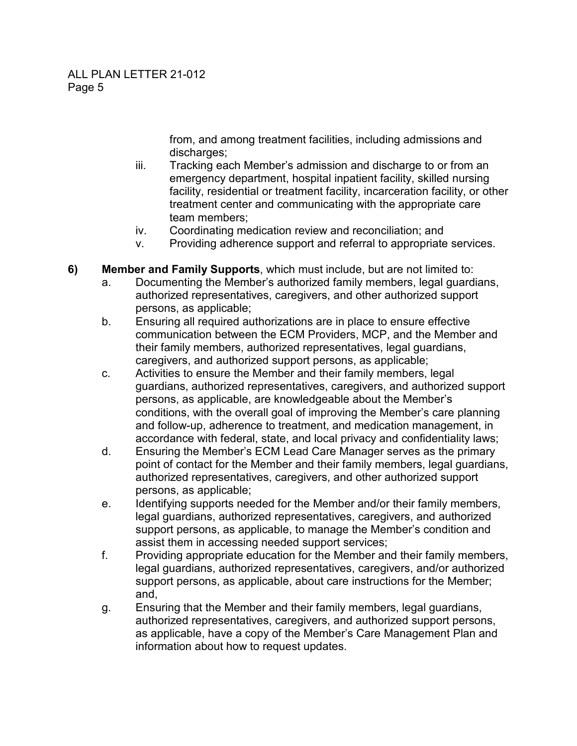from, and among treatment facilities, including admissions and discharges;

iii. Tracking each Member's admission and discharge to or from an emergency department, hospital inpatient facility, skilled nursing facility, residential or treatment facility, incarceration facility, or other treatment center and communicating with the appropriate care team members;

iv. Coordinating medication review and reconciliation; and

v. Providing adherence support and referral to appropriate services.

**6) Member and Family Supports**, which must include, but are not limited to:

a. Documenting the Member's authorized family members, legal guardians, authorized representatives, caregivers, and other authorized support persons, as applicable;

b. Ensuring all required authorizations are in place to ensure effective communication between the ECM Providers, MCP, and the Member and their family members, authorized representatives, legal guardians, caregivers, and authorized support persons, as applicable;

c. Activities to ensure the Member and their family members, legal guardians, authorized representatives, caregivers, and authorized support persons, as applicable, are knowledgeable about the Member's conditions, with the overall goal of improving the Member's care planning and follow-up, adherence to treatment, and medication management, in accordance with federal, state, and local privacy and confidentiality laws;

d. Ensuring the Member's ECM Lead Care Manager serves as the primary point of contact for the Member and their family members, legal guardians, authorized representatives, caregivers, and other authorized support persons, as applicable;

e. Identifying supports needed for the Member and/or their family members, legal guardians, authorized representatives, caregivers, and authorized support persons, as applicable, to manage the Member's condition and assist them in accessing needed support services;

f. Providing appropriate education for the Member and their family members, legal guardians, authorized representatives, caregivers, and/or authorized support persons, as applicable, about care instructions for the Member; and,

g. Ensuring that the Member and their family members, legal guardians, authorized representatives, caregivers, and authorized support persons, as applicable, have a copy of the Member's Care Management Plan and information about how to request updates.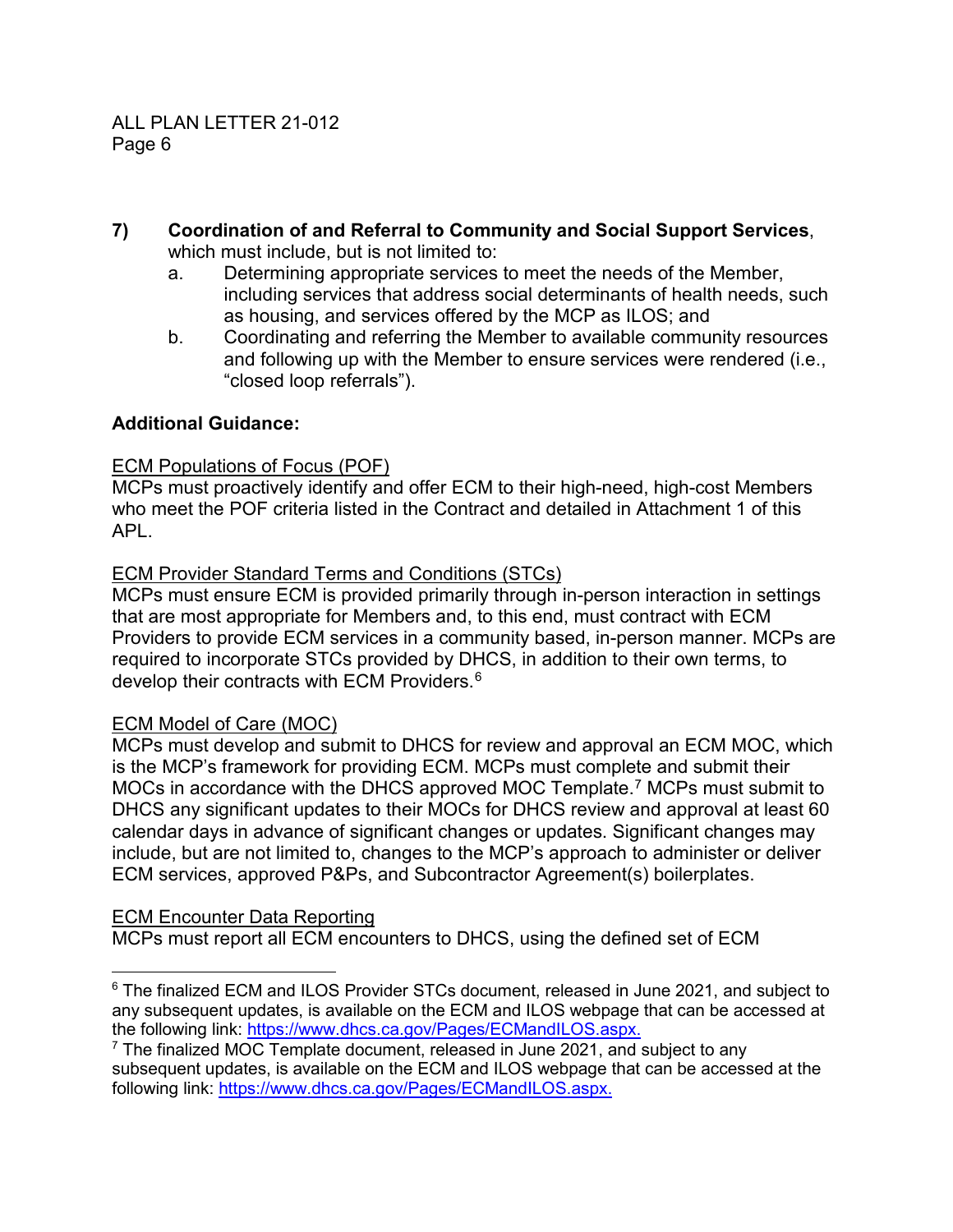**7) Coordination of and Referral to Community and Social Support Services**, which must include, but is not limited to:

a. Determining appropriate services to meet the needs of the Member, including services that address social determinants of health needs, such as housing, and services offered by the MCP as ILOS; and

b. Coordinating and referring the Member to available community resources and following up with the Member to ensure services were rendered (i.e., "closed loop referrals").

**Additional Guidance:**

ECM Populations of Focus (POF)

MCPs must proactively identify and offer ECM to their high-need, high-cost Members who meet the POF criteria listed in the Contract and detailed in Attachment 1 of this APL.

ECM Provider Standard Terms and Conditions (STCs)

MCPs must ensure ECM is provided primarily through in-person interaction in settings that are most appropriate for Members and, to this end, must contract with ECM Providers to provide ECM services in a community based, in-person manner. MCPs are required to incorporate STCs provided by DHCS, in addition to their own terms, to develop their contracts with ECM Providers.[6]

ECM Model of Care (MOC)

MCPs must develop and submit to DHCS for review and approval an ECM MOC, which is the MCP's framework for providing ECM. MCPs must complete and submit their MOCs in accordance with the DHCS approved MOC Template.[7] MCPs must submit to DHCS any significant updates to their MOCs for DHCS review and approval at least 60 calendar days in advance of significant changes or updates. Significant changes may include, but are not limited to, changes to the MCP's approach to administer or deliver ECM services, approved P&Ps, and Subcontractor Agreement(s) boilerplates.

ECM Encounter Data Reporting

MCPs must report all ECM encounters to DHCS, using the defined set of ECM

---

[6] The finalized ECM and ILOS Provider STCs document, released in June 2021, and subject to any subsequent updates, is available on the ECM and ILOS webpage that can be accessed at the following link: https://www.dhcs.ca.gov/Pages/ECMandILOS.aspx.

[7] The finalized MOC Template document, released in June 2021, and subject to any subsequent updates, is available on the ECM and ILOS webpage that can be accessed at the following link: https://www.dhcs.ca.gov/Pages/ECMandILOS.aspx.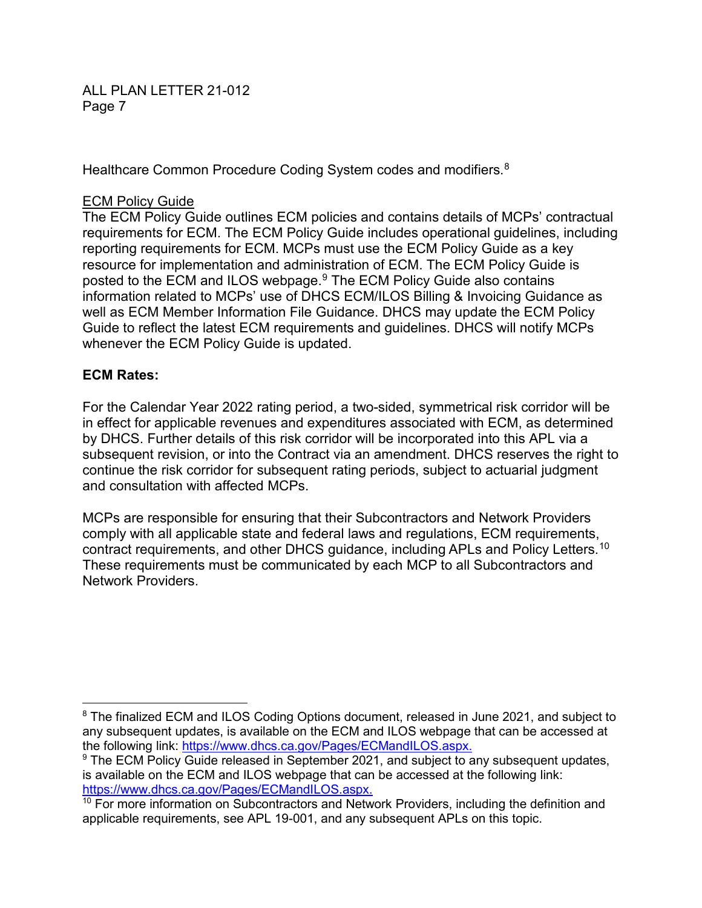Healthcare Common Procedure Coding System codes and modifiers.[8]

ECM Policy Guide

The ECM Policy Guide outlines ECM policies and contains details of MCPs' contractual requirements for ECM. The ECM Policy Guide includes operational guidelines, including reporting requirements for ECM. MCPs must use the ECM Policy Guide as a key resource for implementation and administration of ECM. The ECM Policy Guide is posted to the ECM and ILOS webpage.[9] The ECM Policy Guide also contains information related to MCPs' use of DHCS ECM/ILOS Billing & Invoicing Guidance as well as ECM Member Information File Guidance. DHCS may update the ECM Policy Guide to reflect the latest ECM requirements and guidelines. DHCS will notify MCPs whenever the ECM Policy Guide is updated.

**ECM Rates:**

For the Calendar Year 2022 rating period, a two-sided, symmetrical risk corridor will be in effect for applicable revenues and expenditures associated with ECM, as determined by DHCS. Further details of this risk corridor will be incorporated into this APL via a subsequent revision, or into the Contract via an amendment. DHCS reserves the right to continue the risk corridor for subsequent rating periods, subject to actuarial judgment and consultation with affected MCPs.

MCPs are responsible for ensuring that their Subcontractors and Network Providers comply with all applicable state and federal laws and regulations, ECM requirements, contract requirements, and other DHCS guidance, including APLs and Policy Letters.[10] These requirements must be communicated by each MCP to all Subcontractors and Network Providers.

---

[8] The finalized ECM and ILOS Coding Options document, released in June 2021, and subject to any subsequent updates, is available on the ECM and ILOS webpage that can be accessed at the following link: https://www.dhcs.ca.gov/Pages/ECMandILOS.aspx.

[9] The ECM Policy Guide released in September 2021, and subject to any subsequent updates, is available on the ECM and ILOS webpage that can be accessed at the following link: https://www.dhcs.ca.gov/Pages/ECMandILOS.aspx.

[10] For more information on Subcontractors and Network Providers, including the definition and applicable requirements, see APL 19-001, and any subsequent APLs on this topic.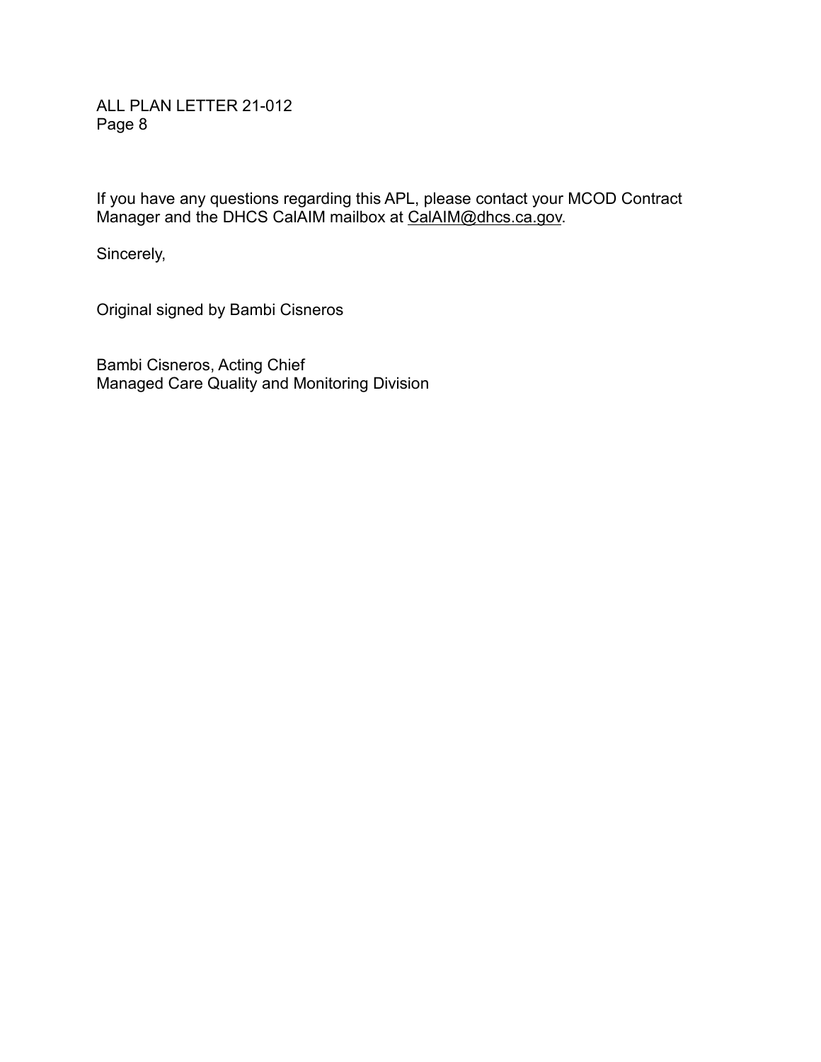If you have any questions regarding this APL, please contact your MCOD Contract Manager and the DHCS CalAIM mailbox at CalAIM@dhcs.ca.gov.

Sincerely,

Original signed by Bambi Cisneros

Bambi Cisneros, Acting Chief
Managed Care Quality and Monitoring Division